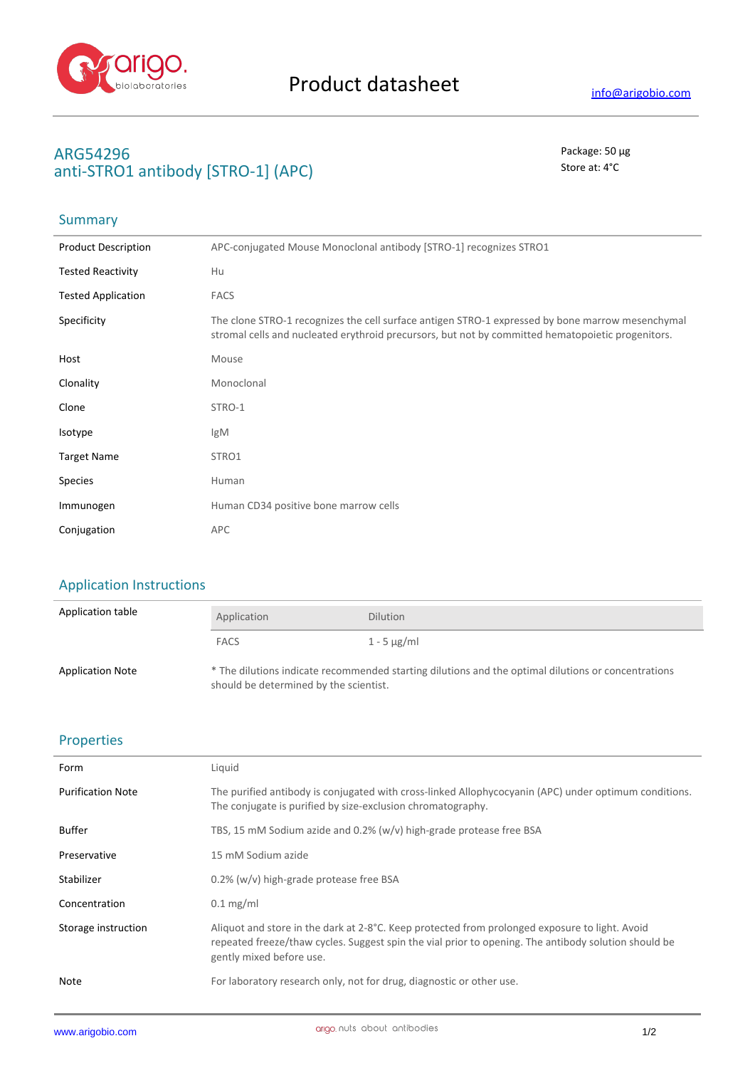# Product datasheet

info@arigobio.com

## ARG54296
## anti-STRO1 antibody [STRO-1] (APC)

Package: 50 μg
Store at: 4°C

### Summary

| | |
|---|---|
| Product Description | APC-conjugated Mouse Monoclonal antibody [STRO-1] recognizes STRO1 |
| Tested Reactivity | Hu |
| Tested Application | FACS |
| Specificity | The clone STRO-1 recognizes the cell surface antigen STRO-1 expressed by bone marrow mesenchymal stromal cells and nucleated erythroid precursors, but not by committed hematopoietic progenitors. |
| Host | Mouse |
| Clonality | Monoclonal |
| Clone | STRO-1 |
| Isotype | IgM |
| Target Name | STRO1 |
| Species | Human |
| Immunogen | Human CD34 positive bone marrow cells |
| Conjugation | APC |

### Application Instructions

Application table

| Application | Dilution |
|---|---|
| FACS | 1 - 5 μg/ml |

Application Note: * The dilutions indicate recommended starting dilutions and the optimal dilutions or concentrations should be determined by the scientist.

### Properties

| | |
|---|---|
| Form | Liquid |
| Purification Note | The purified antibody is conjugated with cross-linked Allophycocyanin (APC) under optimum conditions. The conjugate is purified by size-exclusion chromatography. |
| Buffer | TBS, 15 mM Sodium azide and 0.2% (w/v) high-grade protease free BSA |
| Preservative | 15 mM Sodium azide |
| Stabilizer | 0.2% (w/v) high-grade protease free BSA |
| Concentration | 0.1 mg/ml |
| Storage instruction | Aliquot and store in the dark at 2-8°C. Keep protected from prolonged exposure to light. Avoid repeated freeze/thaw cycles. Suggest spin the vial prior to opening. The antibody solution should be gently mixed before use. |
| Note | For laboratory research only, not for drug, diagnostic or other use. |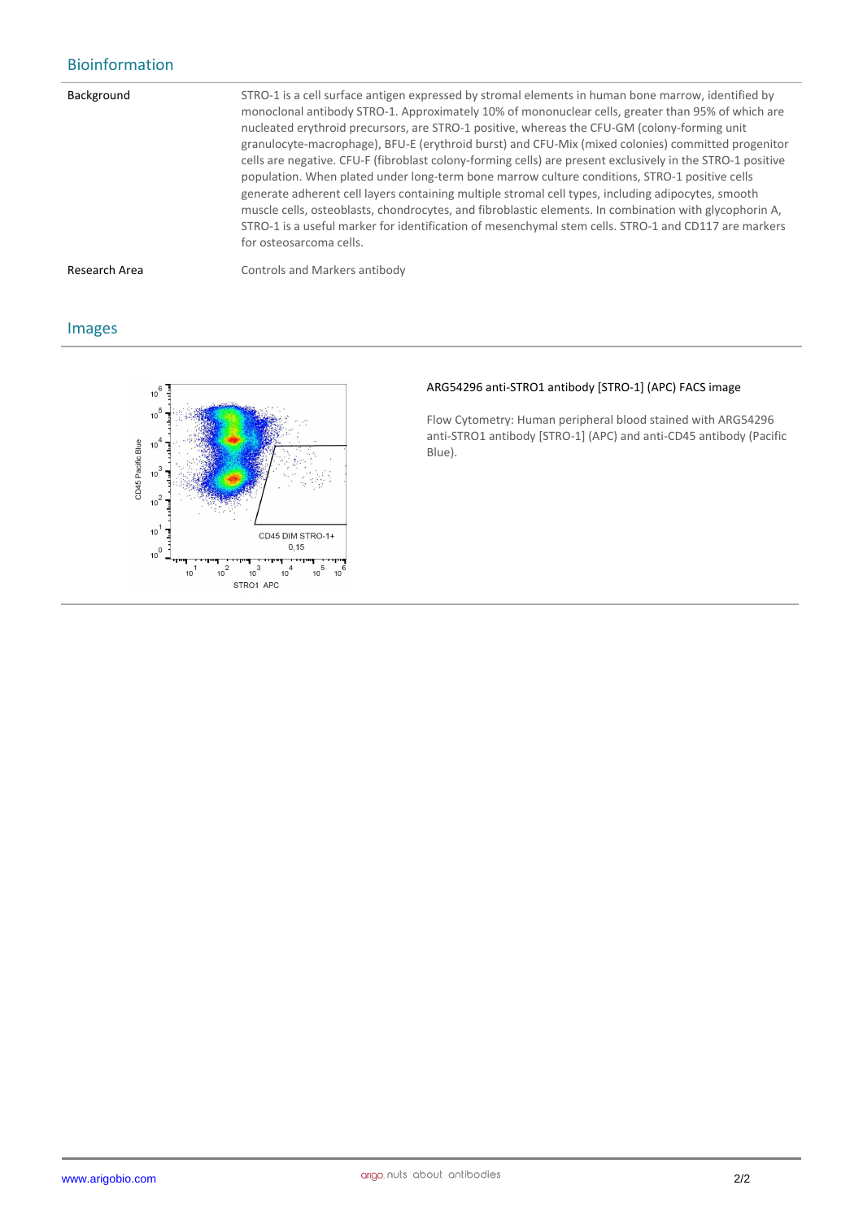## Bioinformation

| | |
|---|---|
| Background | STRO-1 is a cell surface antigen expressed by stromal elements in human bone marrow, identified by monoclonal antibody STRO-1. Approximately 10% of mononuclear cells, greater than 95% of which are nucleated erythroid precursors, are STRO-1 positive, whereas the CFU-GM (colony-forming unit granulocyte-macrophage), BFU-E (erythroid burst) and CFU-Mix (mixed colonies) committed progenitor cells are negative. CFU-F (fibroblast colony-forming cells) are present exclusively in the STRO-1 positive population. When plated under long-term bone marrow culture conditions, STRO-1 positive cells generate adherent cell layers containing multiple stromal cell types, including adipocytes, smooth muscle cells, osteoblasts, chondrocytes, and fibroblastic elements. In combination with glycophorin A, STRO-1 is a useful marker for identification of mesenchymal stem cells. STRO-1 and CD117 are markers for osteosarcoma cells. |
| Research Area | Controls and Markers antibody |

## Images

CD45 Pacific Blue

STRO1 APC

CD45 DIM STRO-1+

0,15

**ARG54296 anti-STRO1 antibody [STRO-1] (APC) FACS image**

Flow Cytometry: Human peripheral blood stained with ARG54296 anti-STRO1 antibody [STRO-1] (APC) and anti-CD45 antibody (Pacific Blue).